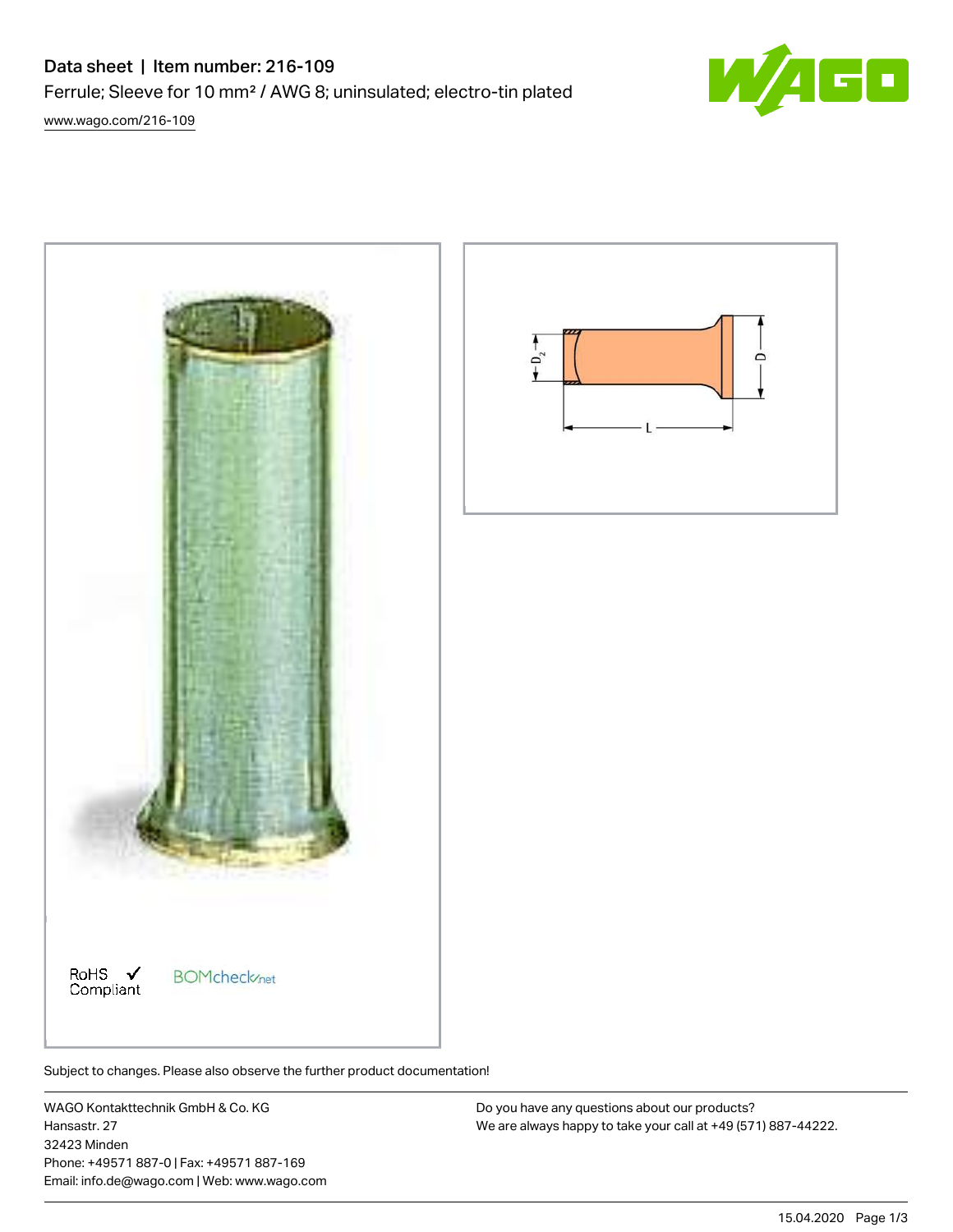# Data sheet | Item number: 216-109

Ferrule; Sleeve for 10 mm² / AWG 8; uninsulated; electro-tin plated

www.wago.com/216-109

RoHS ✓ Compliant

BOMcheck.net

Subject to changes. Please also observe the further product documentation!

WAGO Kontakttechnik GmbH & Co. KG
Hansastr. 27
32423 Minden
Phone: +49571 887-0 | Fax: +49571 887-169
Email: info.de@wago.com | Web: www.wago.com

Do you have any questions about our products?
We are always happy to take your call at +49 (571) 887-44222.

15.04.2020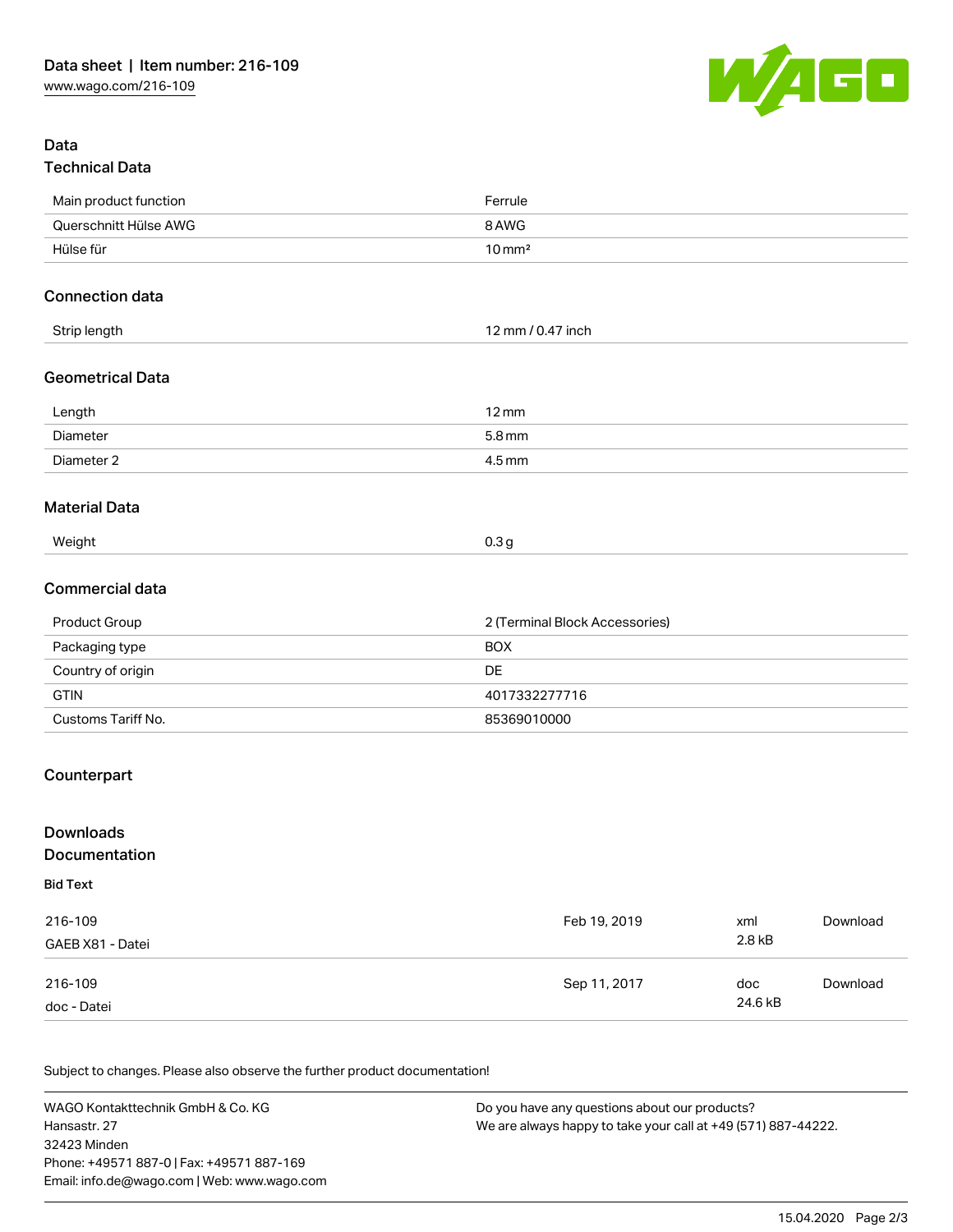## Data

### Technical Data

| Main product function | Ferrule |
| --- | --- |
| Querschnitt Hülse AWG | 8 AWG |
| Hülse für | 10 mm² |

### Connection data

| Strip length | 12 mm / 0.47 inch |
| --- | --- |

### Geometrical Data

| Length | 12 mm |
| --- | --- |
| Diameter | 5.8 mm |
| Diameter 2 | 4.5 mm |

### Material Data

| Weight | 0.3 g |
| --- | --- |

### Commercial data

| Product Group | 2 (Terminal Block Accessories) |
| --- | --- |
| Packaging type | BOX |
| Country of origin | DE |
| GTIN | 4017332277716 |
| Customs Tariff No. | 85369010000 |

### Counterpart

## Downloads

### Documentation

**Bid Text**

| | | | |
| --- | --- | --- | --- |
| 216-109<br>GAEB X81 - Datei | Feb 19, 2019 | xml<br>2.8 kB | Download |
| 216-109<br>doc - Datei | Sep 11, 2017 | doc<br>24.6 kB | Download |

Subject to changes. Please also observe the further product documentation!

WAGO Kontakttechnik GmbH & Co. KG
Hansastr. 27
32423 Minden
Phone: +49571 887-0 | Fax: +49571 887-169
Email: info.de@wago.com | Web: www.wago.com

Do you have any questions about our products?
We are always happy to take your call at +49 (571) 887-44222.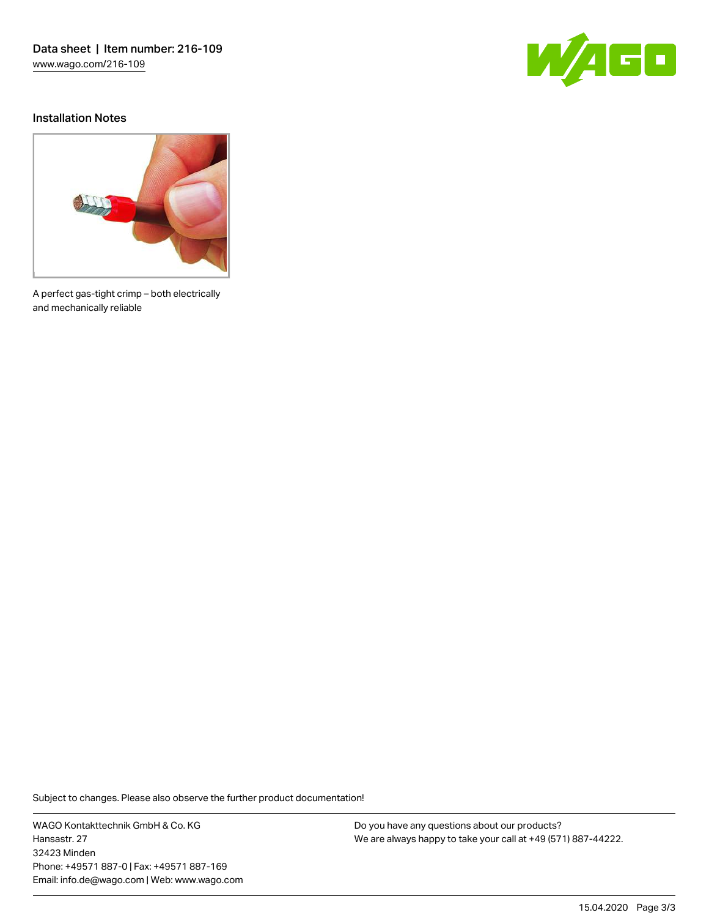## Installation Notes

A perfect gas-tight crimp – both electrically and mechanically reliable

Subject to changes. Please also observe the further product documentation!

WAGO Kontakttechnik GmbH & Co. KG
Hansastr. 27
32423 Minden
Phone: +49571 887-0 | Fax: +49571 887-169
Email: info.de@wago.com | Web: www.wago.com

Do you have any questions about our products?
We are always happy to take your call at +49 (571) 887-44222.